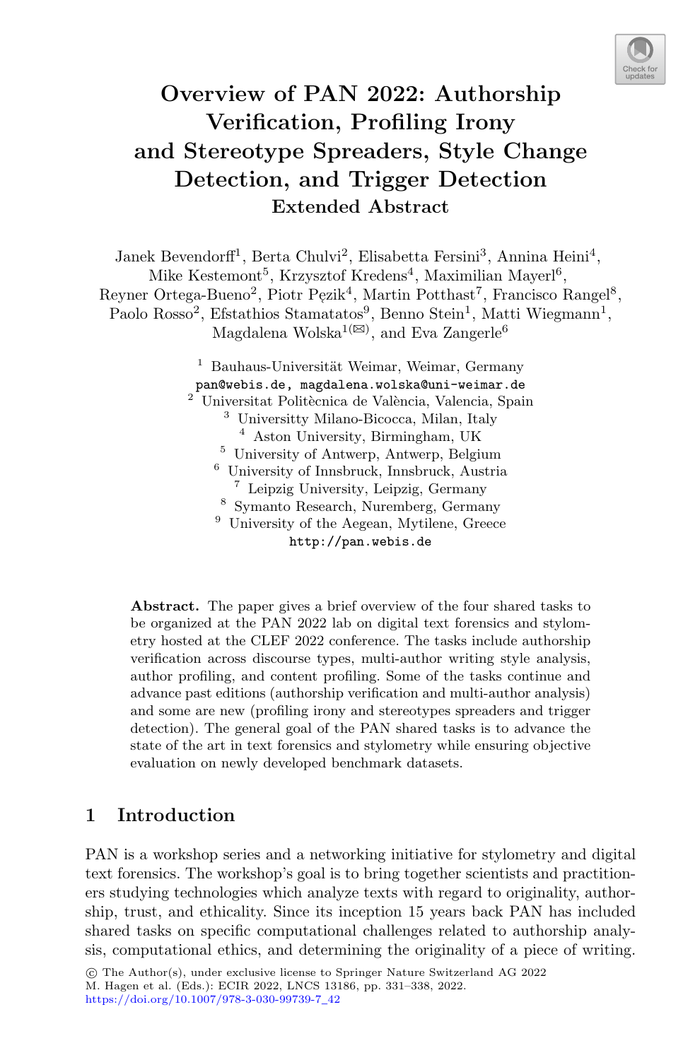# Overview of PAN 2022: Authorship Verification, Profiling Irony and Stereotype Spreaders, Style Change Detection, and Trigger Detection

## Extended Abstract

Janek Bevendorff[1], Berta Chulvi[2], Elisabetta Fersini[3], Annina Heini[4], Mike Kestemont[5], Krzysztof Kredens[4], Maximilian Mayerl[6], Reyner Ortega-Bueno[2], Piotr Pęzik[4], Martin Potthast[7], Francisco Rangel[8], Paolo Rosso[2], Efstathios Stamatatos[9], Benno Stein[1], Matti Wiegmann[1], Magdalena Wolska[1(✉)], and Eva Zangerle[6]

[1] Bauhaus-Universität Weimar, Weimar, Germany
pan@webis.de, magdalena.wolska@uni-weimar.de
[2] Universitat Politècnica de València, Valencia, Spain
[3] Universitty Milano-Bicocca, Milan, Italy
[4] Aston University, Birmingham, UK
[5] University of Antwerp, Antwerp, Belgium
[6] University of Innsbruck, Innsbruck, Austria
[7] Leipzig University, Leipzig, Germany
[8] Symanto Research, Nuremberg, Germany
[9] University of the Aegean, Mytilene, Greece
http://pan.webis.de

**Abstract.** The paper gives a brief overview of the four shared tasks to be organized at the PAN 2022 lab on digital text forensics and stylometry hosted at the CLEF 2022 conference. The tasks include authorship verification across discourse types, multi-author writing style analysis, author profiling, and content profiling. Some of the tasks continue and advance past editions (authorship verification and multi-author analysis) and some are new (profiling irony and stereotypes spreaders and trigger detection). The general goal of the PAN shared tasks is to advance the state of the art in text forensics and stylometry while ensuring objective evaluation on newly developed benchmark datasets.

## 1 Introduction

PAN is a workshop series and a networking initiative for stylometry and digital text forensics. The workshop's goal is to bring together scientists and practitioners studying technologies which analyze texts with regard to originality, authorship, trust, and ethicality. Since its inception 15 years back PAN has included shared tasks on specific computational challenges related to authorship analysis, computational ethics, and determining the originality of a piece of writing.

© The Author(s), under exclusive license to Springer Nature Switzerland AG 2022
M. Hagen et al. (Eds.): ECIR 2022, LNCS 13186, pp. 331–338, 2022.
https://doi.org/10.1007/978-3-030-99739-7_42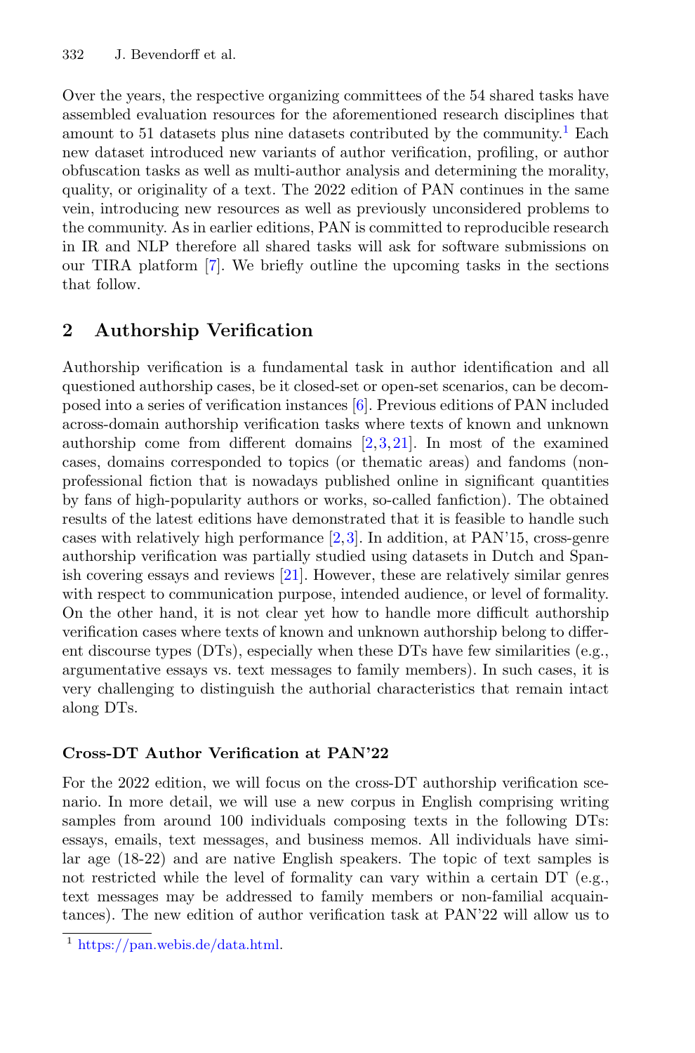Over the years, the respective organizing committees of the 54 shared tasks have assembled evaluation resources for the aforementioned research disciplines that amount to 51 datasets plus nine datasets contributed by the community.[1] Each new dataset introduced new variants of author verification, profiling, or author obfuscation tasks as well as multi-author analysis and determining the morality, quality, or originality of a text. The 2022 edition of PAN continues in the same vein, introducing new resources as well as previously unconsidered problems to the community. As in earlier editions, PAN is committed to reproducible research in IR and NLP therefore all shared tasks will ask for software submissions on our TIRA platform [7]. We briefly outline the upcoming tasks in the sections that follow.

## 2 Authorship Verification

Authorship verification is a fundamental task in author identification and all questioned authorship cases, be it closed-set or open-set scenarios, can be decomposed into a series of verification instances [6]. Previous editions of PAN included across-domain authorship verification tasks where texts of known and unknown authorship come from different domains [2,3,21]. In most of the examined cases, domains corresponded to topics (or thematic areas) and fandoms (non-professional fiction that is nowadays published online in significant quantities by fans of high-popularity authors or works, so-called fanfiction). The obtained results of the latest editions have demonstrated that it is feasible to handle such cases with relatively high performance [2,3]. In addition, at PAN'15, cross-genre authorship verification was partially studied using datasets in Dutch and Spanish covering essays and reviews [21]. However, these are relatively similar genres with respect to communication purpose, intended audience, or level of formality. On the other hand, it is not clear yet how to handle more difficult authorship verification cases where texts of known and unknown authorship belong to different discourse types (DTs), especially when these DTs have few similarities (e.g., argumentative essays vs. text messages to family members). In such cases, it is very challenging to distinguish the authorial characteristics that remain intact along DTs.

### Cross-DT Author Verification at PAN'22

For the 2022 edition, we will focus on the cross-DT authorship verification scenario. In more detail, we will use a new corpus in English comprising writing samples from around 100 individuals composing texts in the following DTs: essays, emails, text messages, and business memos. All individuals have similar age (18-22) and are native English speakers. The topic of text samples is not restricted while the level of formality can vary within a certain DT (e.g., text messages may be addressed to family members or non-familial acquaintances). The new edition of author verification task at PAN'22 will allow us to

[1] https://pan.webis.de/data.html.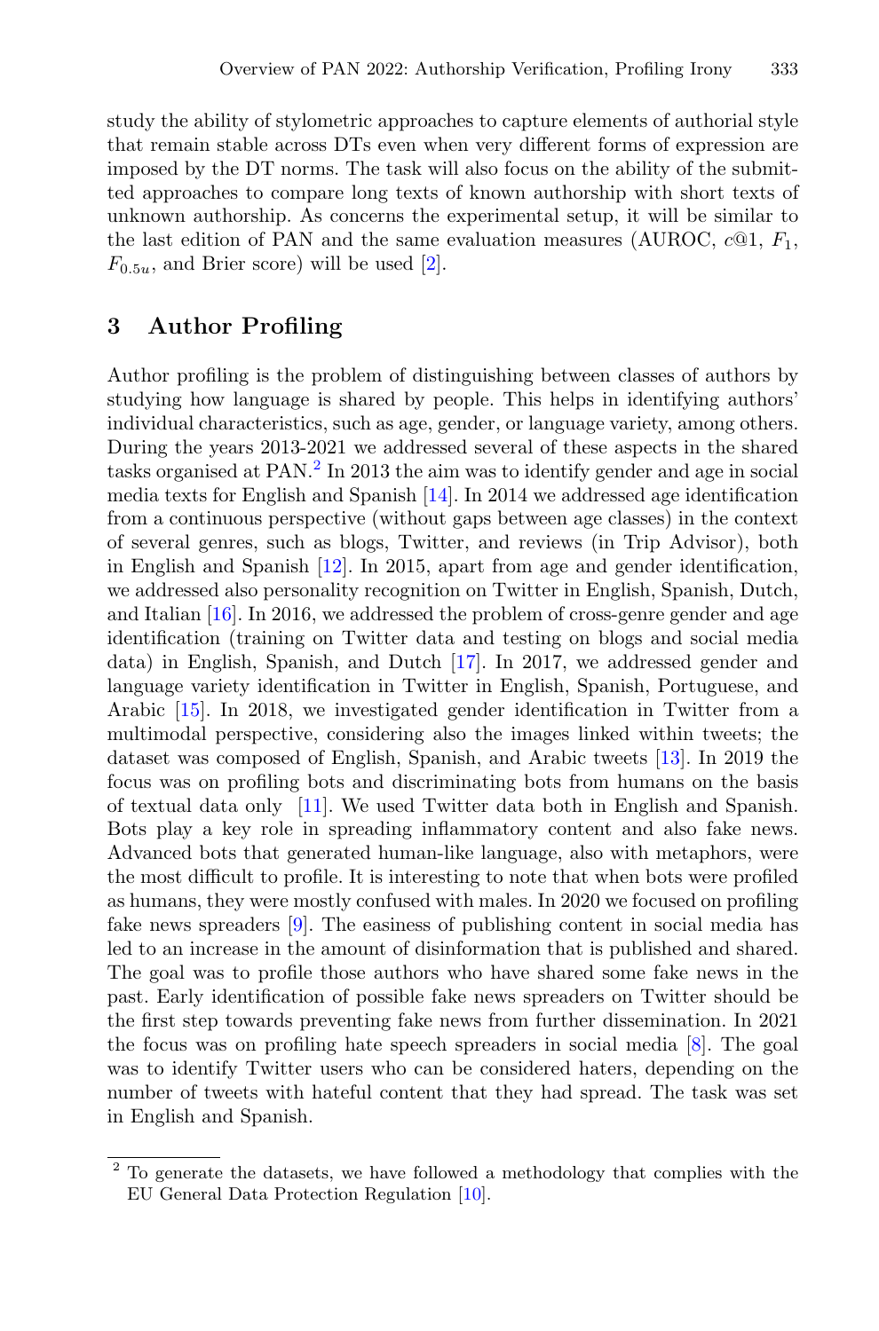study the ability of stylometric approaches to capture elements of authorial style that remain stable across DTs even when very different forms of expression are imposed by the DT norms. The task will also focus on the ability of the submitted approaches to compare long texts of known authorship with short texts of unknown authorship. As concerns the experimental setup, it will be similar to the last edition of PAN and the same evaluation measures (AUROC, $c@1$, $F_1$, $F_{0.5u}$, and Brier score) will be used [2].

## 3 Author Profiling

Author profiling is the problem of distinguishing between classes of authors by studying how language is shared by people. This helps in identifying authors' individual characteristics, such as age, gender, or language variety, among others. During the years 2013-2021 we addressed several of these aspects in the shared tasks organised at PAN.[2] In 2013 the aim was to identify gender and age in social media texts for English and Spanish [14]. In 2014 we addressed age identification from a continuous perspective (without gaps between age classes) in the context of several genres, such as blogs, Twitter, and reviews (in Trip Advisor), both in English and Spanish [12]. In 2015, apart from age and gender identification, we addressed also personality recognition on Twitter in English, Spanish, Dutch, and Italian [16]. In 2016, we addressed the problem of cross-genre gender and age identification (training on Twitter data and testing on blogs and social media data) in English, Spanish, and Dutch [17]. In 2017, we addressed gender and language variety identification in Twitter in English, Spanish, Portuguese, and Arabic [15]. In 2018, we investigated gender identification in Twitter from a multimodal perspective, considering also the images linked within tweets; the dataset was composed of English, Spanish, and Arabic tweets [13]. In 2019 the focus was on profiling bots and discriminating bots from humans on the basis of textual data only [11]. We used Twitter data both in English and Spanish. Bots play a key role in spreading inflammatory content and also fake news. Advanced bots that generated human-like language, also with metaphors, were the most difficult to profile. It is interesting to note that when bots were profiled as humans, they were mostly confused with males. In 2020 we focused on profiling fake news spreaders [9]. The easiness of publishing content in social media has led to an increase in the amount of disinformation that is published and shared. The goal was to profile those authors who have shared some fake news in the past. Early identification of possible fake news spreaders on Twitter should be the first step towards preventing fake news from further dissemination. In 2021 the focus was on profiling hate speech spreaders in social media [8]. The goal was to identify Twitter users who can be considered haters, depending on the number of tweets with hateful content that they had spread. The task was set in English and Spanish.

[2] To generate the datasets, we have followed a methodology that complies with the EU General Data Protection Regulation [10].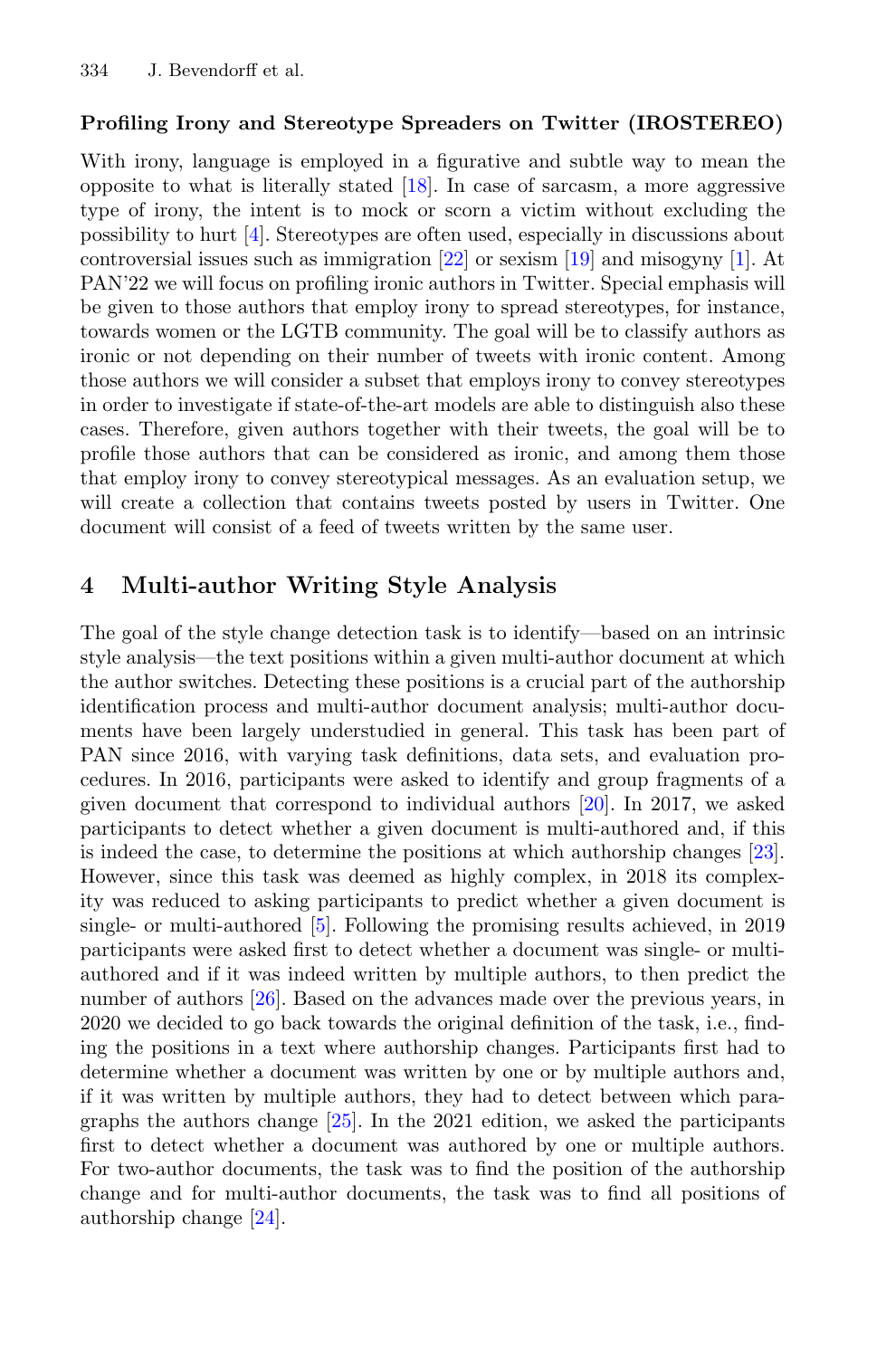**Profiling Irony and Stereotype Spreaders on Twitter (IROSTEREO)**

With irony, language is employed in a figurative and subtle way to mean the opposite to what is literally stated [18]. In case of sarcasm, a more aggressive type of irony, the intent is to mock or scorn a victim without excluding the possibility to hurt [4]. Stereotypes are often used, especially in discussions about controversial issues such as immigration [22] or sexism [19] and misogyny [1]. At PAN'22 we will focus on profiling ironic authors in Twitter. Special emphasis will be given to those authors that employ irony to spread stereotypes, for instance, towards women or the LGTB community. The goal will be to classify authors as ironic or not depending on their number of tweets with ironic content. Among those authors we will consider a subset that employs irony to convey stereotypes in order to investigate if state-of-the-art models are able to distinguish also these cases. Therefore, given authors together with their tweets, the goal will be to profile those authors that can be considered as ironic, and among them those that employ irony to convey stereotypical messages. As an evaluation setup, we will create a collection that contains tweets posted by users in Twitter. One document will consist of a feed of tweets written by the same user.

## 4 Multi-author Writing Style Analysis

The goal of the style change detection task is to identify—based on an intrinsic style analysis—the text positions within a given multi-author document at which the author switches. Detecting these positions is a crucial part of the authorship identification process and multi-author document analysis; multi-author documents have been largely understudied in general. This task has been part of PAN since 2016, with varying task definitions, data sets, and evaluation procedures. In 2016, participants were asked to identify and group fragments of a given document that correspond to individual authors [20]. In 2017, we asked participants to detect whether a given document is multi-authored and, if this is indeed the case, to determine the positions at which authorship changes [23]. However, since this task was deemed as highly complex, in 2018 its complexity was reduced to asking participants to predict whether a given document is single- or multi-authored [5]. Following the promising results achieved, in 2019 participants were asked first to detect whether a document was single- or multi-authored and if it was indeed written by multiple authors, to then predict the number of authors [26]. Based on the advances made over the previous years, in 2020 we decided to go back towards the original definition of the task, i.e., finding the positions in a text where authorship changes. Participants first had to determine whether a document was written by one or by multiple authors and, if it was written by multiple authors, they had to detect between which paragraphs the authors change [25]. In the 2021 edition, we asked the participants first to detect whether a document was authored by one or multiple authors. For two-author documents, the task was to find the position of the authorship change and for multi-author documents, the task was to find all positions of authorship change [24].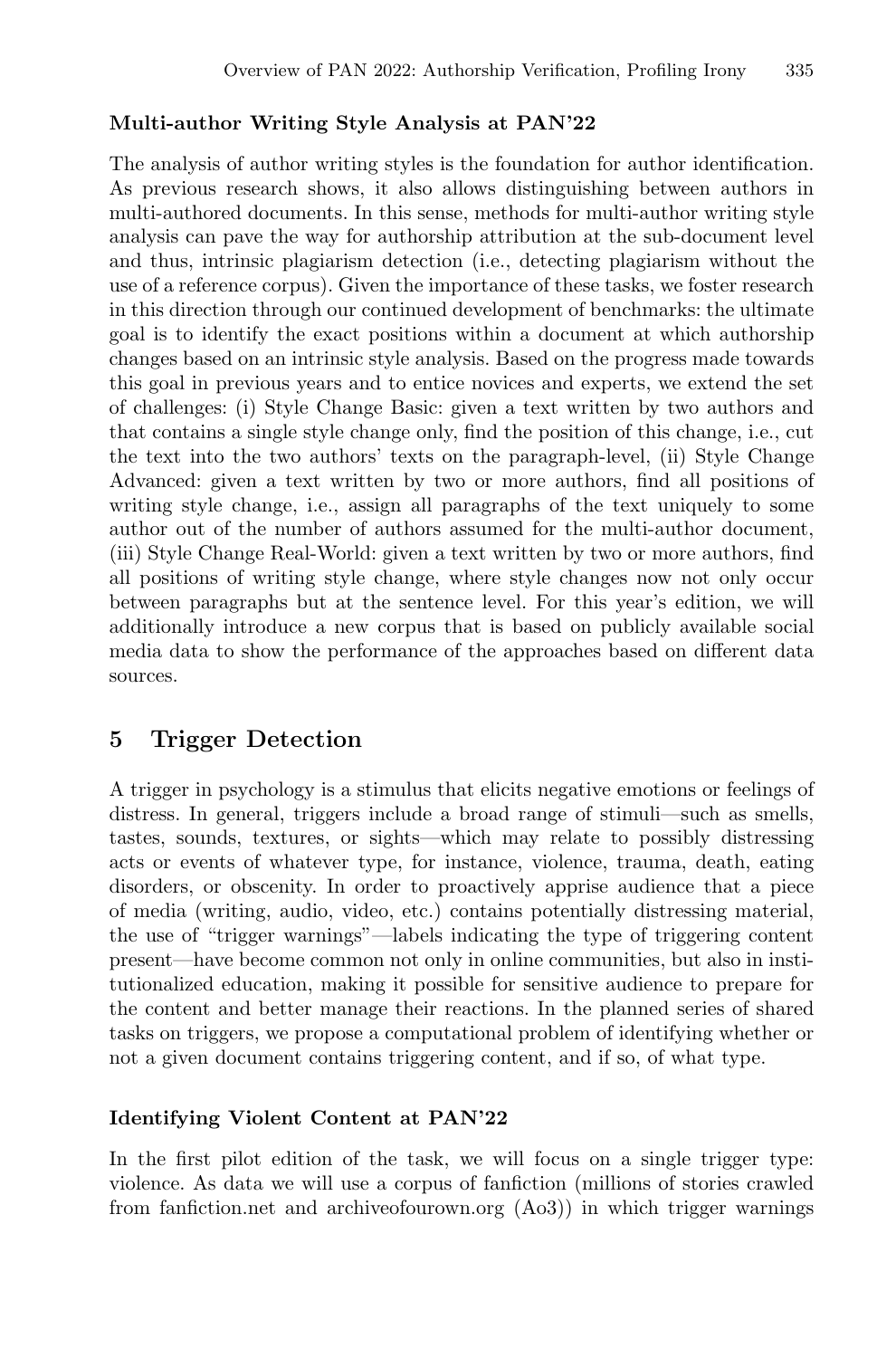**Multi-author Writing Style Analysis at PAN'22**

The analysis of author writing styles is the foundation for author identification. As previous research shows, it also allows distinguishing between authors in multi-authored documents. In this sense, methods for multi-author writing style analysis can pave the way for authorship attribution at the sub-document level and thus, intrinsic plagiarism detection (i.e., detecting plagiarism without the use of a reference corpus). Given the importance of these tasks, we foster research in this direction through our continued development of benchmarks: the ultimate goal is to identify the exact positions within a document at which authorship changes based on an intrinsic style analysis. Based on the progress made towards this goal in previous years and to entice novices and experts, we extend the set of challenges: (i) Style Change Basic: given a text written by two authors and that contains a single style change only, find the position of this change, i.e., cut the text into the two authors' texts on the paragraph-level, (ii) Style Change Advanced: given a text written by two or more authors, find all positions of writing style change, i.e., assign all paragraphs of the text uniquely to some author out of the number of authors assumed for the multi-author document, (iii) Style Change Real-World: given a text written by two or more authors, find all positions of writing style change, where style changes now not only occur between paragraphs but at the sentence level. For this year's edition, we will additionally introduce a new corpus that is based on publicly available social media data to show the performance of the approaches based on different data sources.

## 5 Trigger Detection

A trigger in psychology is a stimulus that elicits negative emotions or feelings of distress. In general, triggers include a broad range of stimuli—such as smells, tastes, sounds, textures, or sights—which may relate to possibly distressing acts or events of whatever type, for instance, violence, trauma, death, eating disorders, or obscenity. In order to proactively apprise audience that a piece of media (writing, audio, video, etc.) contains potentially distressing material, the use of "trigger warnings"—labels indicating the type of triggering content present—have become common not only in online communities, but also in institutionalized education, making it possible for sensitive audience to prepare for the content and better manage their reactions. In the planned series of shared tasks on triggers, we propose a computational problem of identifying whether or not a given document contains triggering content, and if so, of what type.

**Identifying Violent Content at PAN'22**

In the first pilot edition of the task, we will focus on a single trigger type: violence. As data we will use a corpus of fanfiction (millions of stories crawled from fanfiction.net and archiveofourown.org (Ao3)) in which trigger warnings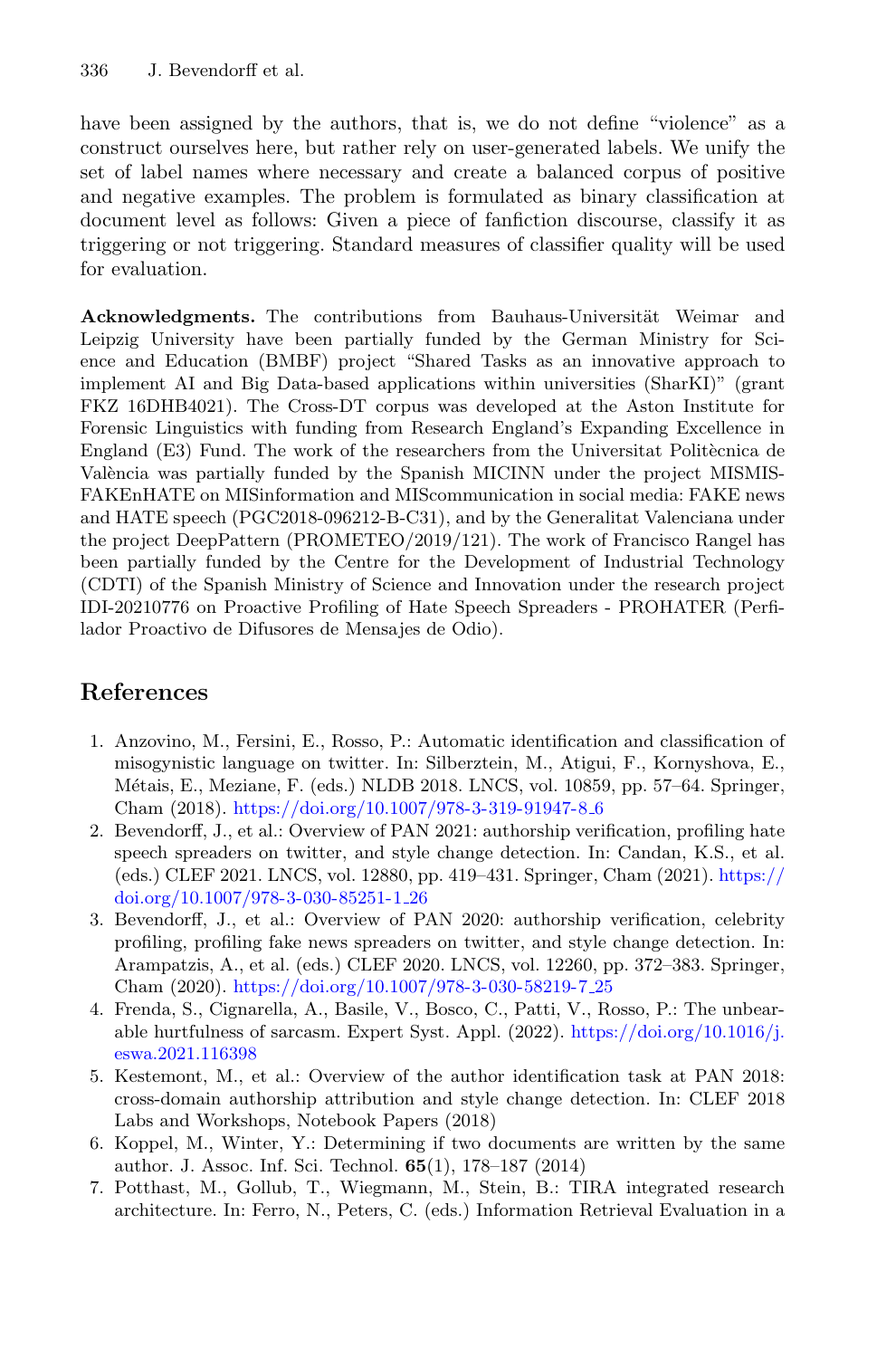have been assigned by the authors, that is, we do not define "violence" as a construct ourselves here, but rather rely on user-generated labels. We unify the set of label names where necessary and create a balanced corpus of positive and negative examples. The problem is formulated as binary classification at document level as follows: Given a piece of fanfiction discourse, classify it as triggering or not triggering. Standard measures of classifier quality will be used for evaluation.

**Acknowledgments.** The contributions from Bauhaus-Universität Weimar and Leipzig University have been partially funded by the German Ministry for Science and Education (BMBF) project "Shared Tasks as an innovative approach to implement AI and Big Data-based applications within universities (SharKI)" (grant FKZ 16DHB4021). The Cross-DT corpus was developed at the Aston Institute for Forensic Linguistics with funding from Research England's Expanding Excellence in England (E3) Fund. The work of the researchers from the Universitat Politècnica de València was partially funded by the Spanish MICINN under the project MISMIS-FAKEnHATE on MISinformation and MIScommunication in social media: FAKE news and HATE speech (PGC2018-096212-B-C31), and by the Generalitat Valenciana under the project DeepPattern (PROMETEO/2019/121). The work of Francisco Rangel has been partially funded by the Centre for the Development of Industrial Technology (CDTI) of the Spanish Ministry of Science and Innovation under the research project IDI-20210776 on Proactive Profiling of Hate Speech Spreaders - PROHATER (Perfilador Proactivo de Difusores de Mensajes de Odio).

## References

1. Anzovino, M., Fersini, E., Rosso, P.: Automatic identification and classification of misogynistic language on twitter. In: Silberztein, M., Atigui, F., Kornyshova, E., Métais, E., Meziane, F. (eds.) NLDB 2018. LNCS, vol. 10859, pp. 57–64. Springer, Cham (2018). https://doi.org/10.1007/978-3-319-91947-8_6
2. Bevendorff, J., et al.: Overview of PAN 2021: authorship verification, profiling hate speech spreaders on twitter, and style change detection. In: Candan, K.S., et al. (eds.) CLEF 2021. LNCS, vol. 12880, pp. 419–431. Springer, Cham (2021). https://doi.org/10.1007/978-3-030-85251-1_26
3. Bevendorff, J., et al.: Overview of PAN 2020: authorship verification, celebrity profiling, profiling fake news spreaders on twitter, and style change detection. In: Arampatzis, A., et al. (eds.) CLEF 2020. LNCS, vol. 12260, pp. 372–383. Springer, Cham (2020). https://doi.org/10.1007/978-3-030-58219-7_25
4. Frenda, S., Cignarella, A., Basile, V., Bosco, C., Patti, V., Rosso, P.: The unbearable hurtfulness of sarcasm. Expert Syst. Appl. (2022). https://doi.org/10.1016/j.eswa.2021.116398
5. Kestemont, M., et al.: Overview of the author identification task at PAN 2018: cross-domain authorship attribution and style change detection. In: CLEF 2018 Labs and Workshops, Notebook Papers (2018)
6. Koppel, M., Winter, Y.: Determining if two documents are written by the same author. J. Assoc. Inf. Sci. Technol. **65**(1), 178–187 (2014)
7. Potthast, M., Gollub, T., Wiegmann, M., Stein, B.: TIRA integrated research architecture. In: Ferro, N., Peters, C. (eds.) Information Retrieval Evaluation in a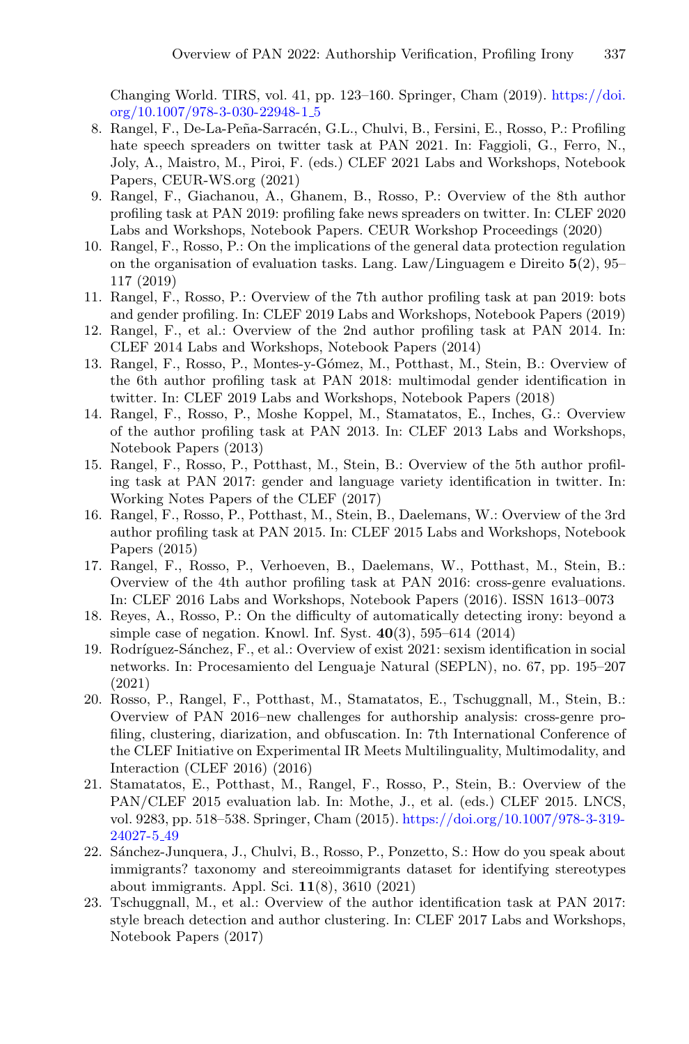Changing World. TIRS, vol. 41, pp. 123–160. Springer, Cham (2019). https://doi.org/10.1007/978-3-030-22948-1_5

8. Rangel, F., De-La-Peña-Sarracén, G.L., Chulvi, B., Fersini, E., Rosso, P.: Profiling hate speech spreaders on twitter task at PAN 2021. In: Faggioli, G., Ferro, N., Joly, A., Maistro, M., Piroi, F. (eds.) CLEF 2021 Labs and Workshops, Notebook Papers, CEUR-WS.org (2021)
9. Rangel, F., Giachanou, A., Ghanem, B., Rosso, P.: Overview of the 8th author profiling task at PAN 2019: profiling fake news spreaders on twitter. In: CLEF 2020 Labs and Workshops, Notebook Papers. CEUR Workshop Proceedings (2020)
10. Rangel, F., Rosso, P.: On the implications of the general data protection regulation on the organisation of evaluation tasks. Lang. Law/Linguagem e Direito **5**(2), 95–117 (2019)
11. Rangel, F., Rosso, P.: Overview of the 7th author profiling task at pan 2019: bots and gender profiling. In: CLEF 2019 Labs and Workshops, Notebook Papers (2019)
12. Rangel, F., et al.: Overview of the 2nd author profiling task at PAN 2014. In: CLEF 2014 Labs and Workshops, Notebook Papers (2014)
13. Rangel, F., Rosso, P., Montes-y-Gómez, M., Potthast, M., Stein, B.: Overview of the 6th author profiling task at PAN 2018: multimodal gender identification in twitter. In: CLEF 2019 Labs and Workshops, Notebook Papers (2018)
14. Rangel, F., Rosso, P., Moshe Koppel, M., Stamatatos, E., Inches, G.: Overview of the author profiling task at PAN 2013. In: CLEF 2013 Labs and Workshops, Notebook Papers (2013)
15. Rangel, F., Rosso, P., Potthast, M., Stein, B.: Overview of the 5th author profiling task at PAN 2017: gender and language variety identification in twitter. In: Working Notes Papers of the CLEF (2017)
16. Rangel, F., Rosso, P., Potthast, M., Stein, B., Daelemans, W.: Overview of the 3rd author profiling task at PAN 2015. In: CLEF 2015 Labs and Workshops, Notebook Papers (2015)
17. Rangel, F., Rosso, P., Verhoeven, B., Daelemans, W., Potthast, M., Stein, B.: Overview of the 4th author profiling task at PAN 2016: cross-genre evaluations. In: CLEF 2016 Labs and Workshops, Notebook Papers (2016). ISSN 1613–0073
18. Reyes, A., Rosso, P.: On the difficulty of automatically detecting irony: beyond a simple case of negation. Knowl. Inf. Syst. **40**(3), 595–614 (2014)
19. Rodríguez-Sánchez, F., et al.: Overview of exist 2021: sexism identification in social networks. In: Procesamiento del Lenguaje Natural (SEPLN), no. 67, pp. 195–207 (2021)
20. Rosso, P., Rangel, F., Potthast, M., Stamatatos, E., Tschuggnall, M., Stein, B.: Overview of PAN 2016–new challenges for authorship analysis: cross-genre profiling, clustering, diarization, and obfuscation. In: 7th International Conference of the CLEF Initiative on Experimental IR Meets Multilinguality, Multimodality, and Interaction (CLEF 2016) (2016)
21. Stamatatos, E., Potthast, M., Rangel, F., Rosso, P., Stein, B.: Overview of the PAN/CLEF 2015 evaluation lab. In: Mothe, J., et al. (eds.) CLEF 2015. LNCS, vol. 9283, pp. 518–538. Springer, Cham (2015). https://doi.org/10.1007/978-3-319-24027-5_49
22. Sánchez-Junquera, J., Chulvi, B., Rosso, P., Ponzetto, S.: How do you speak about immigrants? taxonomy and stereoimmigrants dataset for identifying stereotypes about immigrants. Appl. Sci. **11**(8), 3610 (2021)
23. Tschuggnall, M., et al.: Overview of the author identification task at PAN 2017: style breach detection and author clustering. In: CLEF 2017 Labs and Workshops, Notebook Papers (2017)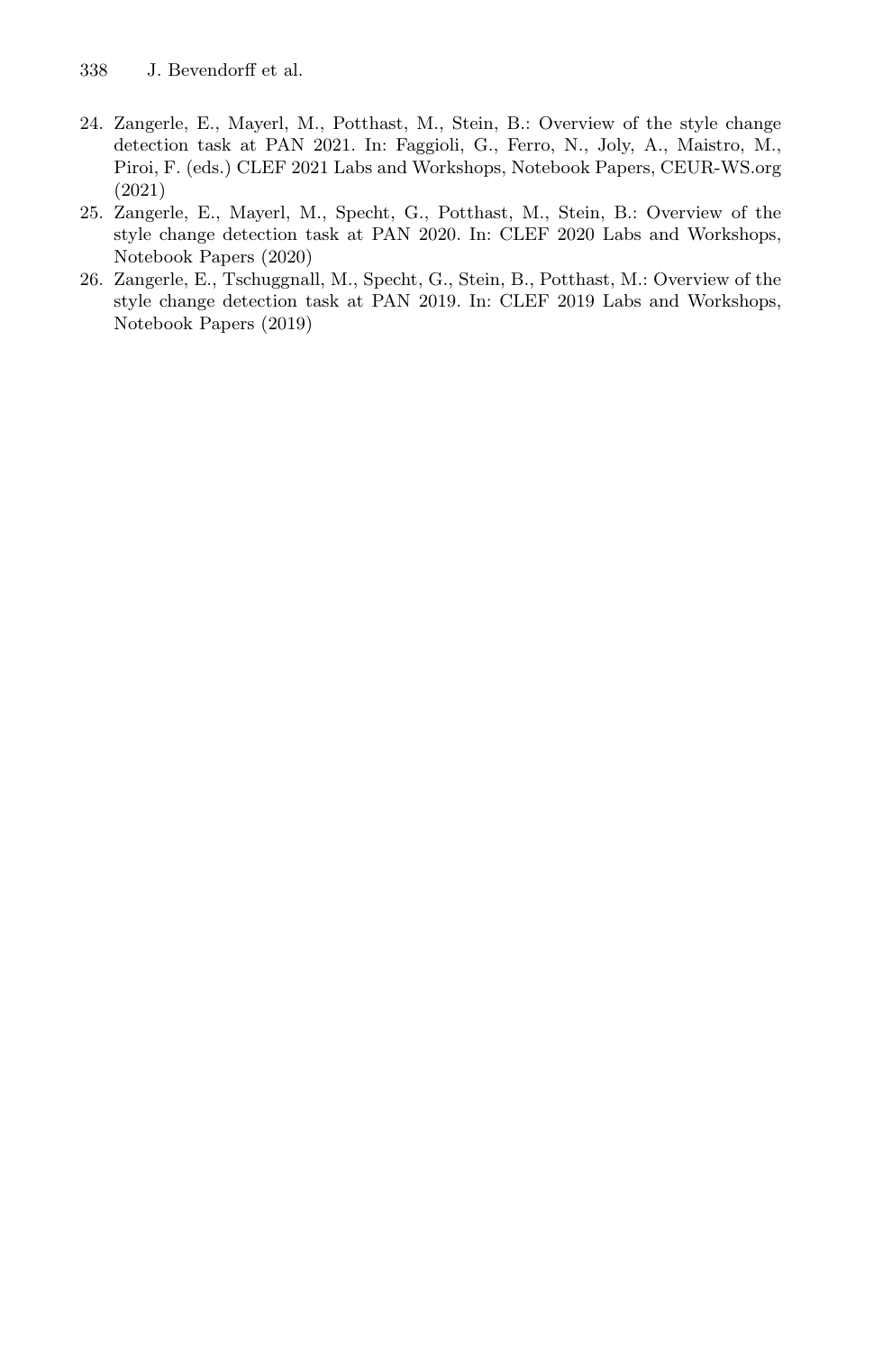24. Zangerle, E., Mayerl, M., Potthast, M., Stein, B.: Overview of the style change detection task at PAN 2021. In: Faggioli, G., Ferro, N., Joly, A., Maistro, M., Piroi, F. (eds.) CLEF 2021 Labs and Workshops, Notebook Papers, CEUR-WS.org (2021)
25. Zangerle, E., Mayerl, M., Specht, G., Potthast, M., Stein, B.: Overview of the style change detection task at PAN 2020. In: CLEF 2020 Labs and Workshops, Notebook Papers (2020)
26. Zangerle, E., Tschuggnall, M., Specht, G., Stein, B., Potthast, M.: Overview of the style change detection task at PAN 2019. In: CLEF 2019 Labs and Workshops, Notebook Papers (2019)